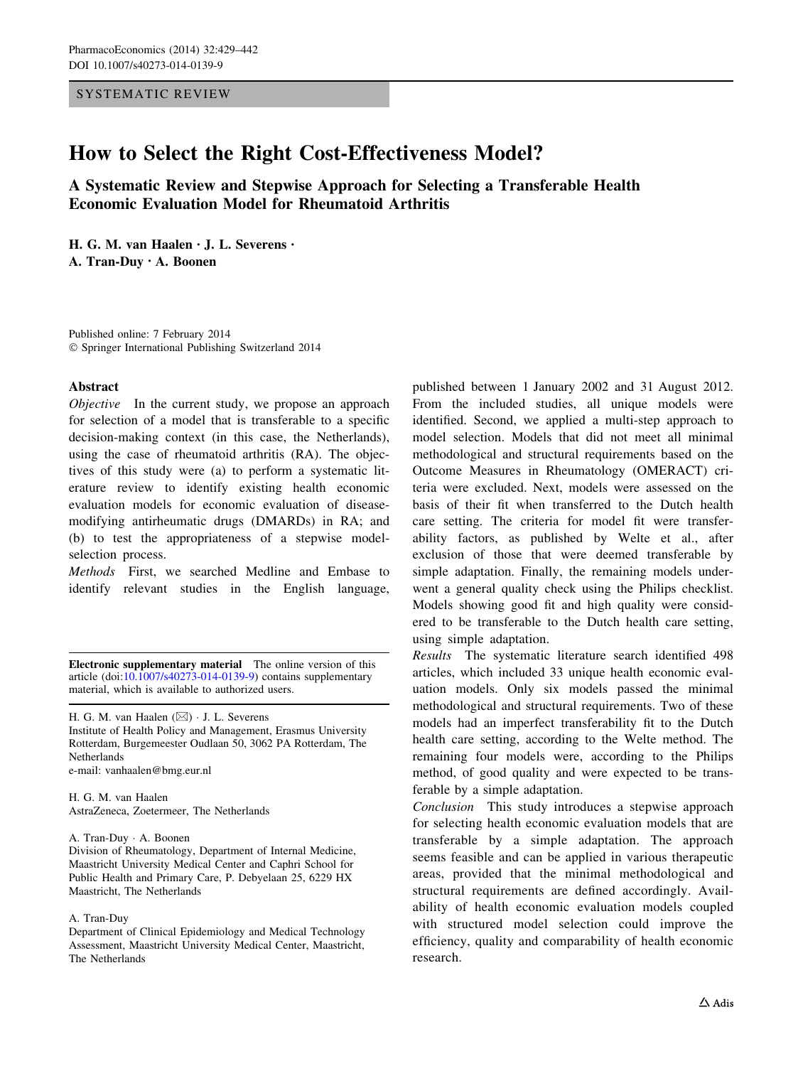SYSTEMATIC REVIEW

# How to Select the Right Cost-Effectiveness Model?

## A Systematic Review and Stepwise Approach for Selecting a Transferable Health Economic Evaluation Model for Rheumatoid Arthritis

**H. G. M. van Haalen · J. L. Severens · A. Tran-Duy · A. Boonen**

Published online: 7 February 2014
© Springer International Publishing Switzerland 2014

### Abstract

*Objective* In the current study, we propose an approach for selection of a model that is transferable to a specific decision-making context (in this case, the Netherlands), using the case of rheumatoid arthritis (RA). The objectives of this study were (a) to perform a systematic literature review to identify existing health economic evaluation models for economic evaluation of disease-modifying antirheumatic drugs (DMARDs) in RA; and (b) to test the appropriateness of a stepwise model-selection process.

*Methods* First, we searched Medline and Embase to identify relevant studies in the English language, published between 1 January 2002 and 31 August 2012. From the included studies, all unique models were identified. Second, we applied a multi-step approach to model selection. Models that did not meet all minimal methodological and structural requirements based on the Outcome Measures in Rheumatology (OMERACT) criteria were excluded. Next, models were assessed on the basis of their fit when transferred to the Dutch health care setting. The criteria for model fit were transferability factors, as published by Welte et al., after exclusion of those that were deemed transferable by simple adaptation. Finally, the remaining models underwent a general quality check using the Philips checklist. Models showing good fit and high quality were considered to be transferable to the Dutch health care setting, using simple adaptation.

*Results* The systematic literature search identified 498 articles, which included 33 unique health economic evaluation models. Only six models passed the minimal methodological and structural requirements. Two of these models had an imperfect transferability fit to the Dutch health care setting, according to the Welte method. The remaining four models were, according to the Philips method, of good quality and were expected to be transferable by a simple adaptation.

*Conclusion* This study introduces a stepwise approach for selecting health economic evaluation models that are transferable by a simple adaptation. The approach seems feasible and can be applied in various therapeutic areas, provided that the minimal methodological and structural requirements are defined accordingly. Availability of health economic evaluation models coupled with structured model selection could improve the efficiency, quality and comparability of health economic research.

---

**Electronic supplementary material** The online version of this article (doi:10.1007/s40273-014-0139-9) contains supplementary material, which is available to authorized users.

H. G. M. van Haalen (✉) · J. L. Severens
Institute of Health Policy and Management, Erasmus University Rotterdam, Burgemeester Oudlaan 50, 3062 PA Rotterdam, The Netherlands
e-mail: vanhaalen@bmg.eur.nl

H. G. M. van Haalen
AstraZeneca, Zoetermeer, The Netherlands

A. Tran-Duy · A. Boonen
Division of Rheumatology, Department of Internal Medicine, Maastricht University Medical Center and Caphri School for Public Health and Primary Care, P. Debyelaan 25, 6229 HX Maastricht, The Netherlands

A. Tran-Duy
Department of Clinical Epidemiology and Medical Technology Assessment, Maastricht University Medical Center, Maastricht, The Netherlands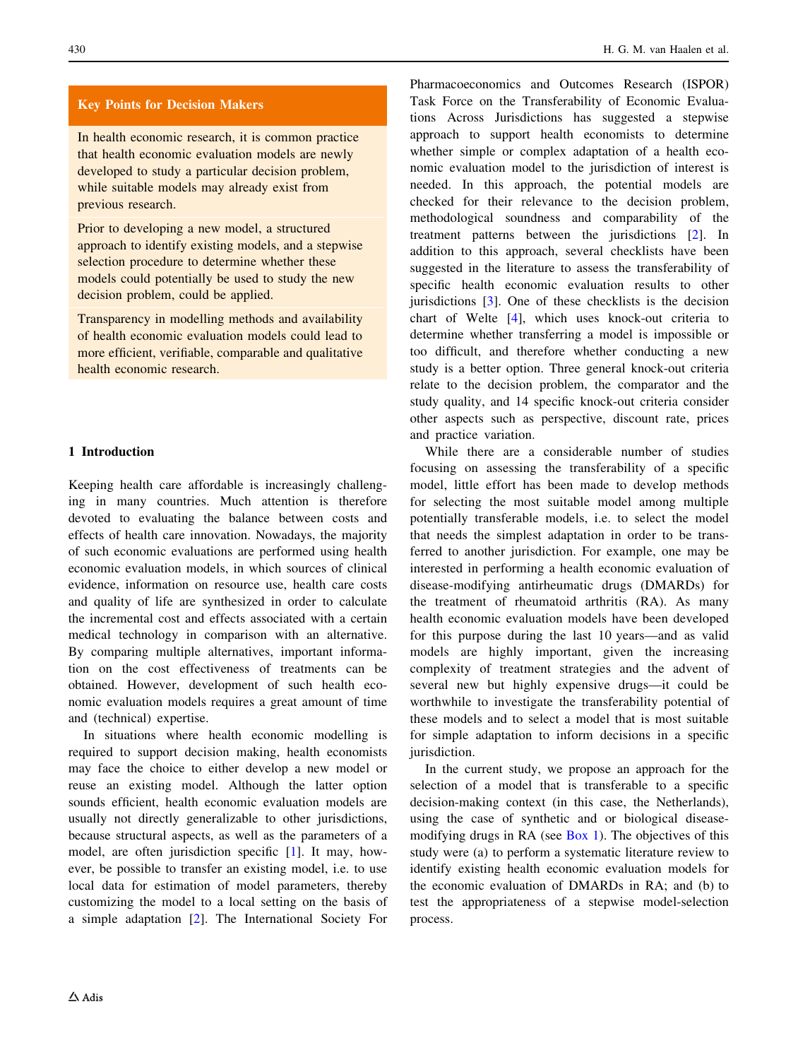## Key Points for Decision Makers

In health economic research, it is common practice that health economic evaluation models are newly developed to study a particular decision problem, while suitable models may already exist from previous research.

Prior to developing a new model, a structured approach to identify existing models, and a stepwise selection procedure to determine whether these models could potentially be used to study the new decision problem, could be applied.

Transparency in modelling methods and availability of health economic evaluation models could lead to more efficient, verifiable, comparable and qualitative health economic research.

## 1 Introduction

Keeping health care affordable is increasingly challenging in many countries. Much attention is therefore devoted to evaluating the balance between costs and effects of health care innovation. Nowadays, the majority of such economic evaluations are performed using health economic evaluation models, in which sources of clinical evidence, information on resource use, health care costs and quality of life are synthesized in order to calculate the incremental cost and effects associated with a certain medical technology in comparison with an alternative. By comparing multiple alternatives, important information on the cost effectiveness of treatments can be obtained. However, development of such health economic evaluation models requires a great amount of time and (technical) expertise.

In situations where health economic modelling is required to support decision making, health economists may face the choice to either develop a new model or reuse an existing model. Although the latter option sounds efficient, health economic evaluation models are usually not directly generalizable to other jurisdictions, because structural aspects, as well as the parameters of a model, are often jurisdiction specific [1]. It may, however, be possible to transfer an existing model, i.e. to use local data for estimation of model parameters, thereby customizing the model to a local setting on the basis of a simple adaptation [2]. The International Society For Pharmacoeconomics and Outcomes Research (ISPOR) Task Force on the Transferability of Economic Evaluations Across Jurisdictions has suggested a stepwise approach to support health economists to determine whether simple or complex adaptation of a health economic evaluation model to the jurisdiction of interest is needed. In this approach, the potential models are checked for their relevance to the decision problem, methodological soundness and comparability of the treatment patterns between the jurisdictions [2]. In addition to this approach, several checklists have been suggested in the literature to assess the transferability of specific health economic evaluation results to other jurisdictions [3]. One of these checklists is the decision chart of Welte [4], which uses knock-out criteria to determine whether transferring a model is impossible or too difficult, and therefore whether conducting a new study is a better option. Three general knock-out criteria relate to the decision problem, the comparator and the study quality, and 14 specific knock-out criteria consider other aspects such as perspective, discount rate, prices and practice variation.

While there are a considerable number of studies focusing on assessing the transferability of a specific model, little effort has been made to develop methods for selecting the most suitable model among multiple potentially transferable models, i.e. to select the model that needs the simplest adaptation in order to be transferred to another jurisdiction. For example, one may be interested in performing a health economic evaluation of disease-modifying antirheumatic drugs (DMARDs) for the treatment of rheumatoid arthritis (RA). As many health economic evaluation models have been developed for this purpose during the last 10 years—and as valid models are highly important, given the increasing complexity of treatment strategies and the advent of several new but highly expensive drugs—it could be worthwhile to investigate the transferability potential of these models and to select a model that is most suitable for simple adaptation to inform decisions in a specific jurisdiction.

In the current study, we propose an approach for the selection of a model that is transferable to a specific decision-making context (in this case, the Netherlands), using the case of synthetic and or biological disease-modifying drugs in RA (see Box 1). The objectives of this study were (a) to perform a systematic literature review to identify existing health economic evaluation models for the economic evaluation of DMARDs in RA; and (b) to test the appropriateness of a stepwise model-selection process.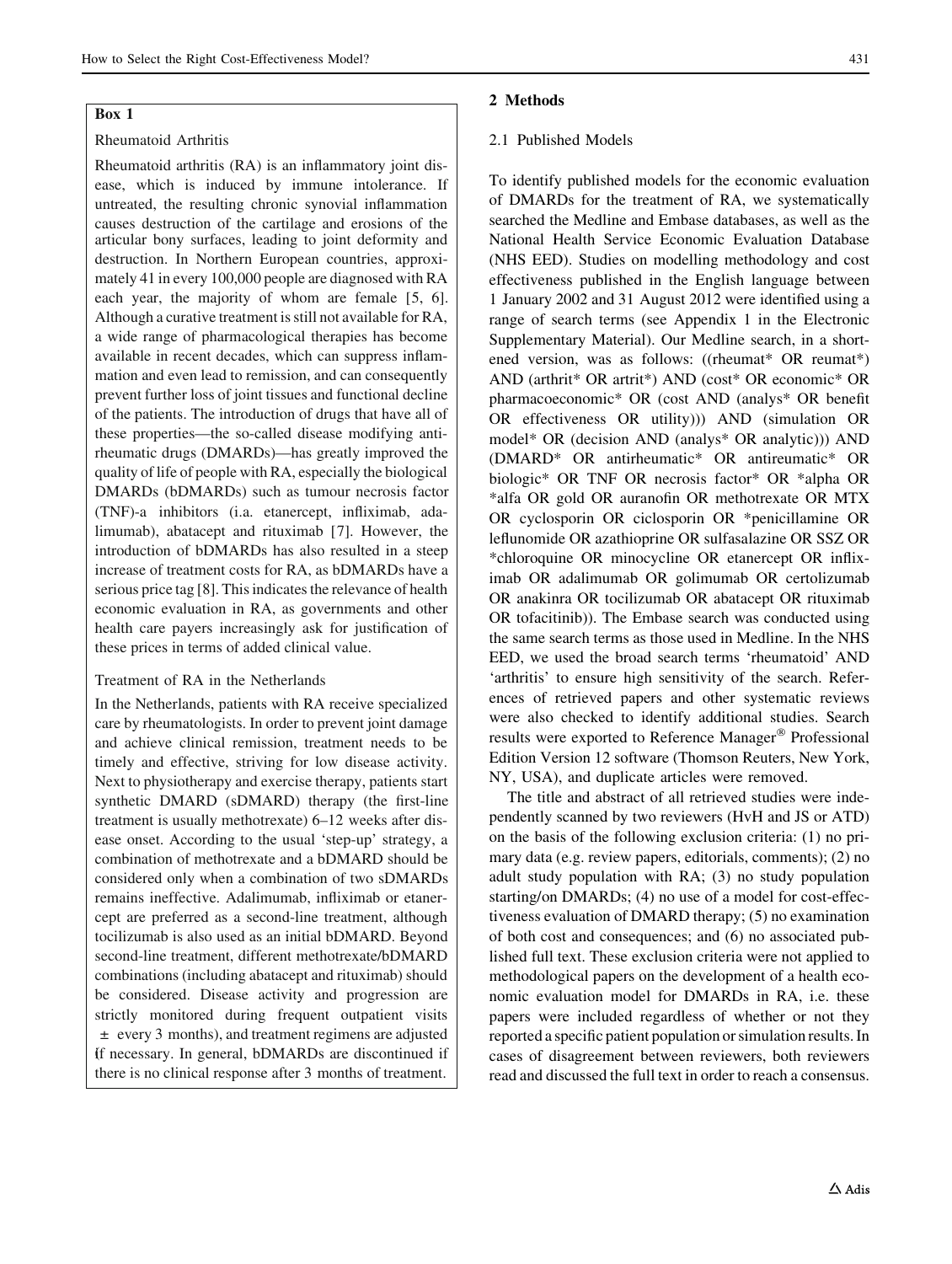**Box 1**

Rheumatoid Arthritis

Rheumatoid arthritis (RA) is an inflammatory joint disease, which is induced by immune intolerance. If untreated, the resulting chronic synovial inflammation causes destruction of the cartilage and erosions of the articular bony surfaces, leading to joint deformity and destruction. In Northern European countries, approximately 41 in every 100,000 people are diagnosed with RA each year, the majority of whom are female [5, 6]. Although a curative treatment is still not available for RA, a wide range of pharmacological therapies has become available in recent decades, which can suppress inflammation and even lead to remission, and can consequently prevent further loss of joint tissues and functional decline of the patients. The introduction of drugs that have all of these properties—the so-called disease modifying antirheumatic drugs (DMARDs)—has greatly improved the quality of life of people with RA, especially the biological DMARDs (bDMARDs) such as tumour necrosis factor (TNF)-a inhibitors (i.a. etanercept, infliximab, adalimumab), abatacept and rituximab [7]. However, the introduction of bDMARDs has also resulted in a steep increase of treatment costs for RA, as bDMARDs have a serious price tag [8]. This indicates the relevance of health economic evaluation in RA, as governments and other health care payers increasingly ask for justification of these prices in terms of added clinical value.

Treatment of RA in the Netherlands

In the Netherlands, patients with RA receive specialized care by rheumatologists. In order to prevent joint damage and achieve clinical remission, treatment needs to be timely and effective, striving for low disease activity. Next to physiotherapy and exercise therapy, patients start synthetic DMARD (sDMARD) therapy (the first-line treatment is usually methotrexate) 6–12 weeks after disease onset. According to the usual 'step-up' strategy, a combination of methotrexate and a bDMARD should be considered only when a combination of two sDMARDs remains ineffective. Adalimumab, infliximab or etanercept are preferred as a second-line treatment, although tocilizumab is also used as an initial bDMARD. Beyond second-line treatment, different methotrexate/bDMARD combinations (including abatacept and rituximab) should be considered. Disease activity and progression are strictly monitored during frequent outpatient visits ± every 3 months), and treatment regimens are adjusted if necessary. In general, bDMARDs are discontinued if there is no clinical response after 3 months of treatment.

## 2 Methods

### 2.1 Published Models

To identify published models for the economic evaluation of DMARDs for the treatment of RA, we systematically searched the Medline and Embase databases, as well as the National Health Service Economic Evaluation Database (NHS EED). Studies on modelling methodology and cost effectiveness published in the English language between 1 January 2002 and 31 August 2012 were identified using a range of search terms (see Appendix 1 in the Electronic Supplementary Material). Our Medline search, in a shortened version, was as follows: ((rheumat* OR reumat*) AND (arthrit* OR artrit*) AND (cost* OR economic* OR pharmacoeconomic* OR (cost AND (analys* OR benefit OR effectiveness OR utility))) AND (simulation OR model* OR (decision AND (analys* OR analytic))) AND (DMARD* OR antirheumatic* OR antireumatic* OR biologic* OR TNF OR necrosis factor* OR *alpha OR *alfa OR gold OR auranofin OR methotrexate OR MTX OR cyclosporin OR ciclosporin OR *penicillamine OR leflunomide OR azathioprine OR sulfasalazine OR SSZ OR *chloroquine OR minocycline OR etanercept OR infliximab OR adalimumab OR golimumab OR certolizumab OR anakinra OR tocilizumab OR abatacept OR rituximab OR tofacitinib)). The Embase search was conducted using the same search terms as those used in Medline. In the NHS EED, we used the broad search terms 'rheumatoid' AND 'arthritis' to ensure high sensitivity of the search. References of retrieved papers and other systematic reviews were also checked to identify additional studies. Search results were exported to Reference Manager® Professional Edition Version 12 software (Thomson Reuters, New York, NY, USA), and duplicate articles were removed.

The title and abstract of all retrieved studies were independently scanned by two reviewers (HvH and JS or ATD) on the basis of the following exclusion criteria: (1) no primary data (e.g. review papers, editorials, comments); (2) no adult study population with RA; (3) no study population starting/on DMARDs; (4) no use of a model for cost-effectiveness evaluation of DMARD therapy; (5) no examination of both cost and consequences; and (6) no associated published full text. These exclusion criteria were not applied to methodological papers on the development of a health economic evaluation model for DMARDs in RA, i.e. these papers were included regardless of whether or not they reported a specific patient population or simulation results. In cases of disagreement between reviewers, both reviewers read and discussed the full text in order to reach a consensus.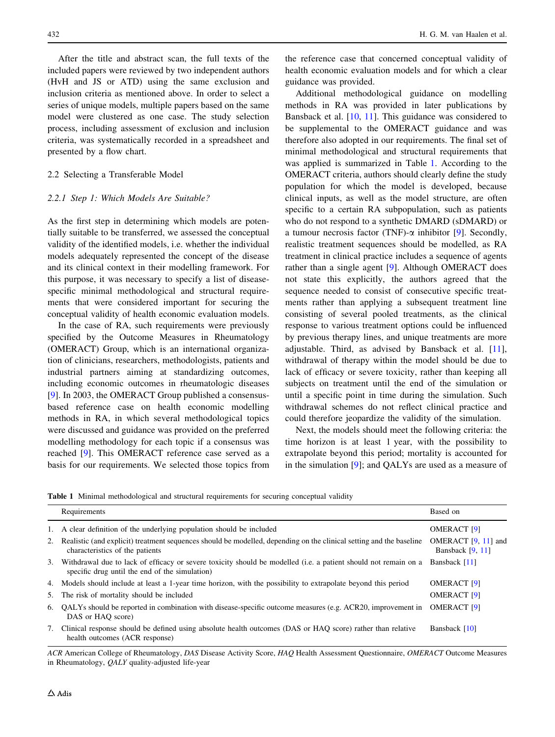After the title and abstract scan, the full texts of the included papers were reviewed by two independent authors (HvH and JS or ATD) using the same exclusion and inclusion criteria as mentioned above. In order to select a series of unique models, multiple papers based on the same model were clustered as one case. The study selection process, including assessment of exclusion and inclusion criteria, was systematically recorded in a spreadsheet and presented by a flow chart.

## 2.2 Selecting a Transferable Model

### 2.2.1 Step 1: Which Models Are Suitable?

As the first step in determining which models are potentially suitable to be transferred, we assessed the conceptual validity of the identified models, i.e. whether the individual models adequately represented the concept of the disease and its clinical context in their modelling framework. For this purpose, it was necessary to specify a list of disease-specific minimal methodological and structural requirements that were considered important for securing the conceptual validity of health economic evaluation models.

In the case of RA, such requirements were previously specified by the Outcome Measures in Rheumatology (OMERACT) Group, which is an international organization of clinicians, researchers, methodologists, patients and industrial partners aiming at standardizing outcomes, including economic outcomes in rheumatologic diseases [9]. In 2003, the OMERACT Group published a consensus-based reference case on health economic modelling methods in RA, in which several methodological topics were discussed and guidance was provided on the preferred modelling methodology for each topic if a consensus was reached [9]. This OMERACT reference case served as a basis for our requirements. We selected those topics from the reference case that concerned conceptual validity of health economic evaluation models and for which a clear guidance was provided.

Additional methodological guidance on modelling methods in RA was provided in later publications by Bansback et al. [10, 11]. This guidance was considered to be supplemental to the OMERACT guidance and was therefore also adopted in our requirements. The final set of minimal methodological and structural requirements that was applied is summarized in Table 1. According to the OMERACT criteria, authors should clearly define the study population for which the model is developed, because clinical inputs, as well as the model structure, are often specific to a certain RA subpopulation, such as patients who do not respond to a synthetic DMARD (sDMARD) or a tumour necrosis factor (TNF)-$\alpha$ inhibitor [9]. Secondly, realistic treatment sequences should be modelled, as RA treatment in clinical practice includes a sequence of agents rather than a single agent [9]. Although OMERACT does not state this explicitly, the authors agreed that the sequence needed to consist of consecutive specific treatments rather than applying a subsequent treatment line consisting of several pooled treatments, as the clinical response to various treatment options could be influenced by previous therapy lines, and unique treatments are more adjustable. Third, as advised by Bansback et al. [11], withdrawal of therapy within the model should be due to lack of efficacy or severe toxicity, rather than keeping all subjects on treatment until the end of the simulation or until a specific point in time during the simulation. Such withdrawal schemes do not reflect clinical practice and could therefore jeopardize the validity of the simulation.

Next, the models should meet the following criteria: the time horizon is at least 1 year, with the possibility to extrapolate beyond this period; mortality is accounted for in the simulation [9]; and QALYs are used as a measure of

**Table 1** Minimal methodological and structural requirements for securing conceptual validity

| | Requirements | Based on |
|---|---|---|
| 1. | A clear definition of the underlying population should be included | OMERACT [9] |
| 2. | Realistic (and explicit) treatment sequences should be modelled, depending on the clinical setting and the baseline characteristics of the patients | OMERACT [9, 11] and Bansback [9, 11] |
| 3. | Withdrawal due to lack of efficacy or severe toxicity should be modelled (i.e. a patient should not remain on a specific drug until the end of the simulation) | Bansback [11] |
| 4. | Models should include at least a 1-year time horizon, with the possibility to extrapolate beyond this period | OMERACT [9] |
| 5. | The risk of mortality should be included | OMERACT [9] |
| 6. | QALYs should be reported in combination with disease-specific outcome measures (e.g. ACR20, improvement in DAS or HAQ score) | OMERACT [9] |
| 7. | Clinical response should be defined using absolute health outcomes (DAS or HAQ score) rather than relative health outcomes (ACR response) | Bansback [10] |

*ACR* American College of Rheumatology, *DAS* Disease Activity Score, *HAQ* Health Assessment Questionnaire, *OMERACT* Outcome Measures in Rheumatology, *QALY* quality-adjusted life-year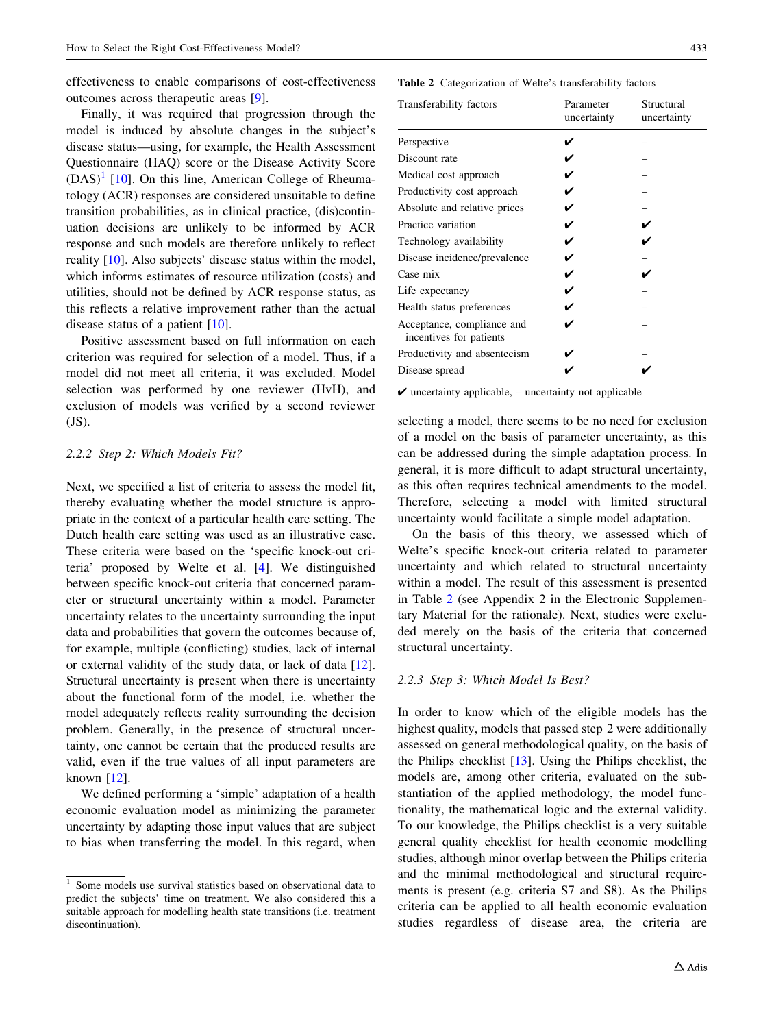effectiveness to enable comparisons of cost-effectiveness outcomes across therapeutic areas [9].

Finally, it was required that progression through the model is induced by absolute changes in the subject's disease status—using, for example, the Health Assessment Questionnaire (HAQ) score or the Disease Activity Score (DAS)[1] [10]. On this line, American College of Rheumatology (ACR) responses are considered unsuitable to define transition probabilities, as in clinical practice, (dis)continuation decisions are unlikely to be informed by ACR response and such models are therefore unlikely to reflect reality [10]. Also subjects' disease status within the model, which informs estimates of resource utilization (costs) and utilities, should not be defined by ACR response status, as this reflects a relative improvement rather than the actual disease status of a patient [10].

Positive assessment based on full information on each criterion was required for selection of a model. Thus, if a model did not meet all criteria, it was excluded. Model selection was performed by one reviewer (HvH), and exclusion of models was verified by a second reviewer (JS).

### 2.2.2 Step 2: Which Models Fit?

Next, we specified a list of criteria to assess the model fit, thereby evaluating whether the model structure is appropriate in the context of a particular health care setting. The Dutch health care setting was used as an illustrative case. These criteria were based on the 'specific knock-out criteria' proposed by Welte et al. [4]. We distinguished between specific knock-out criteria that concerned parameter or structural uncertainty within a model. Parameter uncertainty relates to the uncertainty surrounding the input data and probabilities that govern the outcomes because of, for example, multiple (conflicting) studies, lack of internal or external validity of the study data, or lack of data [12]. Structural uncertainty is present when there is uncertainty about the functional form of the model, i.e. whether the model adequately reflects reality surrounding the decision problem. Generally, in the presence of structural uncertainty, one cannot be certain that the produced results are valid, even if the true values of all input parameters are known [12].

We defined performing a 'simple' adaptation of a health economic evaluation model as minimizing the parameter uncertainty by adapting those input values that are subject to bias when transferring the model. In this regard, when selecting a model, there seems to be no need for exclusion of a model on the basis of parameter uncertainty, as this can be addressed during the simple adaptation process. In general, it is more difficult to adapt structural uncertainty, as this often requires technical amendments to the model. Therefore, selecting a model with limited structural uncertainty would facilitate a simple model adaptation.

On the basis of this theory, we assessed which of Welte's specific knock-out criteria related to parameter uncertainty and which related to structural uncertainty within a model. The result of this assessment is presented in Table 2 (see Appendix 2 in the Electronic Supplementary Material for the rationale). Next, studies were excluded merely on the basis of the criteria that concerned structural uncertainty.

**Table 2** Categorization of Welte's transferability factors

| Transferability factors | Parameter uncertainty | Structural uncertainty |
|---|---|---|
| Perspective | ✔ | – |
| Discount rate | ✔ | – |
| Medical cost approach | ✔ | – |
| Productivity cost approach | ✔ | – |
| Absolute and relative prices | ✔ | – |
| Practice variation | ✔ | ✔ |
| Technology availability | ✔ | ✔ |
| Disease incidence/prevalence | ✔ | – |
| Case mix | ✔ | ✔ |
| Life expectancy | ✔ | – |
| Health status preferences | ✔ | – |
| Acceptance, compliance and incentives for patients | ✔ | – |
| Productivity and absenteeism | ✔ | – |
| Disease spread | ✔ | ✔ |

✔ uncertainty applicable, – uncertainty not applicable

### 2.2.3 Step 3: Which Model Is Best?

In order to know which of the eligible models has the highest quality, models that passed step 2 were additionally assessed on general methodological quality, on the basis of the Philips checklist [13]. Using the Philips checklist, the models are, among other criteria, evaluated on the substantiation of the applied methodology, the model functionality, the mathematical logic and the external validity. To our knowledge, the Philips checklist is a very suitable general quality checklist for health economic modelling studies, although minor overlap between the Philips criteria and the minimal methodological and structural requirements is present (e.g. criteria S7 and S8). As the Philips criteria can be applied to all health economic evaluation studies regardless of disease area, the criteria are

[1] Some models use survival statistics based on observational data to predict the subjects' time on treatment. We also considered this a suitable approach for modelling health state transitions (i.e. treatment discontinuation).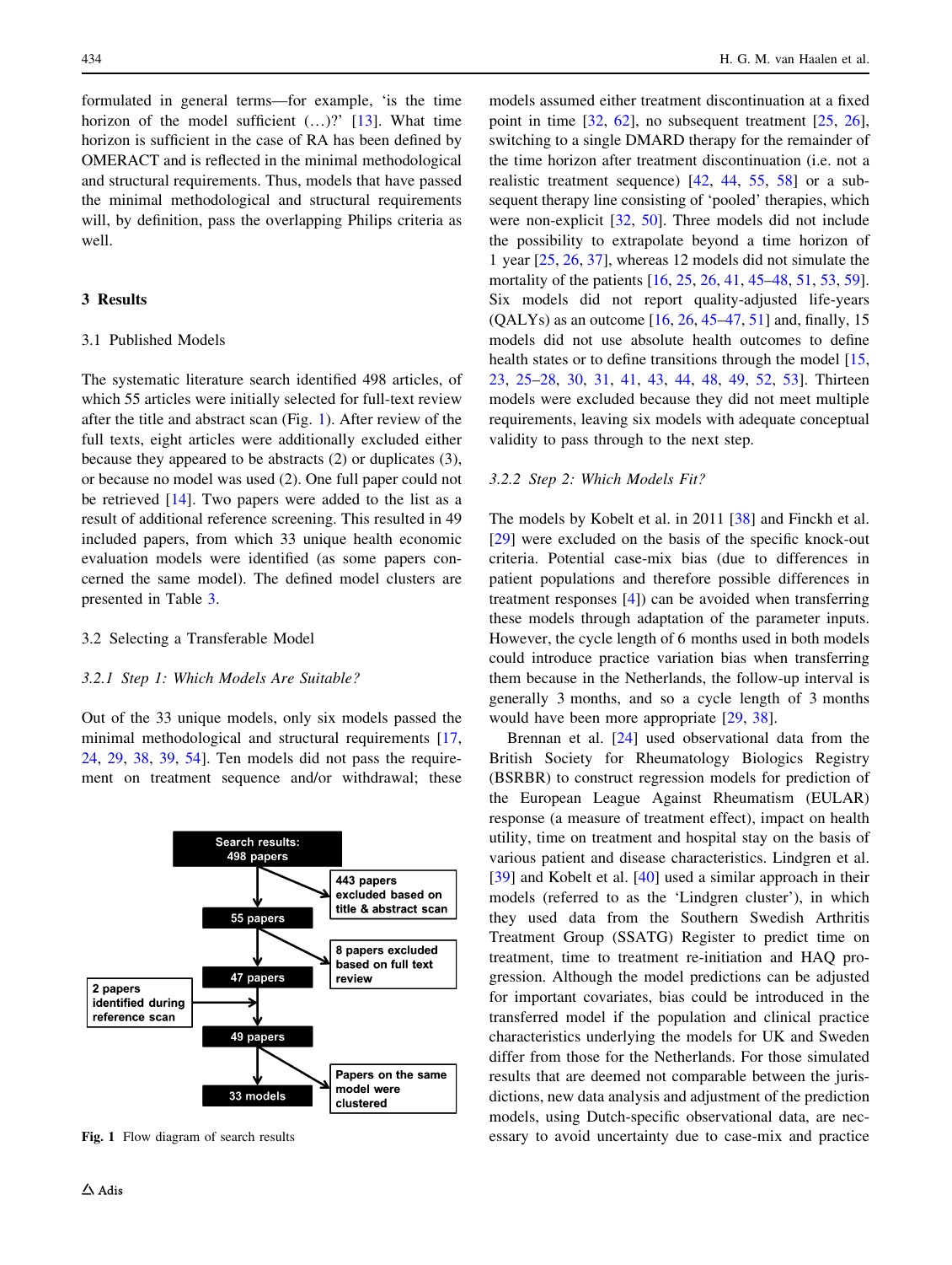formulated in general terms—for example, 'is the time horizon of the model sufficient (…)?' [13]. What time horizon is sufficient in the case of RA has been defined by OMERACT and is reflected in the minimal methodological and structural requirements. Thus, models that have passed the minimal methodological and structural requirements will, by definition, pass the overlapping Philips criteria as well.

## 3 Results

### 3.1 Published Models

The systematic literature search identified 498 articles, of which 55 articles were initially selected for full-text review after the title and abstract scan (Fig. 1). After review of the full texts, eight articles were additionally excluded either because they appeared to be abstracts (2) or duplicates (3), or because no model was used (2). One full paper could not be retrieved [14]. Two papers were added to the list as a result of additional reference screening. This resulted in 49 included papers, from which 33 unique health economic evaluation models were identified (as some papers concerned the same model). The defined model clusters are presented in Table 3.

### 3.2 Selecting a Transferable Model

#### 3.2.1 Step 1: Which Models Are Suitable?

Out of the 33 unique models, only six models passed the minimal methodological and structural requirements [17, 24, 29, 38, 39, 54]. Ten models did not pass the requirement on treatment sequence and/or withdrawal; these models assumed either treatment discontinuation at a fixed point in time [32, 62], no subsequent treatment [25, 26], switching to a single DMARD therapy for the remainder of the time horizon after treatment discontinuation (i.e. not a realistic treatment sequence) [42, 44, 55, 58] or a subsequent therapy line consisting of 'pooled' therapies, which were non-explicit [32, 50]. Three models did not include the possibility to extrapolate beyond a time horizon of 1 year [25, 26, 37], whereas 12 models did not simulate the mortality of the patients [16, 25, 26, 41, 45–48, 51, 53, 59]. Six models did not report quality-adjusted life-years (QALYs) as an outcome [16, 26, 45–47, 51] and, finally, 15 models did not use absolute health outcomes to define health states or to define transitions through the model [15, 23, 25–28, 30, 31, 41, 43, 44, 48, 49, 52, 53]. Thirteen models were excluded because they did not meet multiple requirements, leaving six models with adequate conceptual validity to pass through to the next step.

Search results: 498 papers → 443 papers excluded based on title & abstract scan → 55 papers → 8 papers excluded based on full text review → 47 papers → 2 papers identified during reference scan → 49 papers → Papers on the same model were clustered → 33 models

**Fig. 1** Flow diagram of search results

#### 3.2.2 Step 2: Which Models Fit?

The models by Kobelt et al. in 2011 [38] and Finckh et al. [29] were excluded on the basis of the specific knock-out criteria. Potential case-mix bias (due to differences in patient populations and therefore possible differences in treatment responses [4]) can be avoided when transferring these models through adaptation of the parameter inputs. However, the cycle length of 6 months used in both models could introduce practice variation bias when transferring them because in the Netherlands, the follow-up interval is generally 3 months, and so a cycle length of 3 months would have been more appropriate [29, 38].

Brennan et al. [24] used observational data from the British Society for Rheumatology Biologics Registry (BSRBR) to construct regression models for prediction of the European League Against Rheumatism (EULAR) response (a measure of treatment effect), impact on health utility, time on treatment and hospital stay on the basis of various patient and disease characteristics. Lindgren et al. [39] and Kobelt et al. [40] used a similar approach in their models (referred to as the 'Lindgren cluster'), in which they used data from the Southern Swedish Arthritis Treatment Group (SSATG) Register to predict time on treatment, time to treatment re-initiation and HAQ progression. Although the model predictions can be adjusted for important covariates, bias could be introduced in the transferred model if the population and clinical practice characteristics underlying the models for UK and Sweden differ from those for the Netherlands. For those simulated results that are deemed not comparable between the jurisdictions, new data analysis and adjustment of the prediction models, using Dutch-specific observational data, are necessary to avoid uncertainty due to case-mix and practice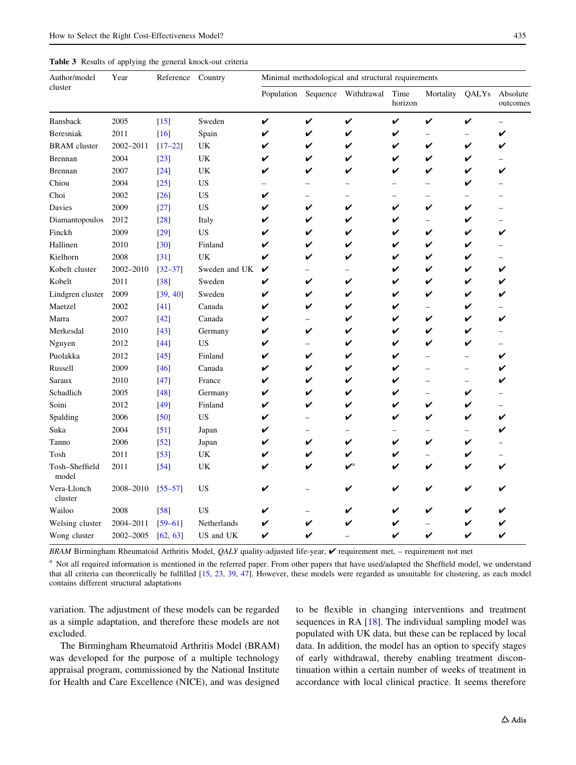**Table 3** Results of applying the general knock-out criteria

| Author/model cluster | Year | Reference | Country | Minimal methodological and structural requirements | | | | | | |
|---|---|---|---|---|---|---|---|---|---|---|
| | | | | Population | Sequence | Withdrawal | Time horizon | Mortality | QALYs | Absolute outcomes |
| Bansback | 2005 | [15] | Sweden | ✔ | ✔ | ✔ | ✔ | ✔ | ✔ | – |
| Beresniak | 2011 | [16] | Spain | ✔ | ✔ | ✔ | ✔ | – | – | ✔ |
| BRAM cluster | 2002–2011 | [17–22] | UK | ✔ | ✔ | ✔ | ✔ | ✔ | ✔ | ✔ |
| Brennan | 2004 | [23] | UK | ✔ | ✔ | ✔ | ✔ | ✔ | ✔ | – |
| Brennan | 2007 | [24] | UK | ✔ | ✔ | ✔ | ✔ | ✔ | ✔ | ✔ |
| Chiou | 2004 | [25] | US | – | – | – | – | – | ✔ | – |
| Choi | 2002 | [26] | US | ✔ | – | – | – | – | – | – |
| Davies | 2009 | [27] | US | ✔ | ✔ | ✔ | ✔ | ✔ | ✔ | – |
| Diamantopoulos | 2012 | [28] | Italy | ✔ | ✔ | ✔ | ✔ | – | ✔ | – |
| Finckh | 2009 | [29] | US | ✔ | ✔ | ✔ | ✔ | ✔ | ✔ | ✔ |
| Hallinen | 2010 | [30] | Finland | ✔ | ✔ | ✔ | ✔ | ✔ | ✔ | – |
| Kielhorn | 2008 | [31] | UK | ✔ | ✔ | ✔ | ✔ | ✔ | ✔ | – |
| Kobelt cluster | 2002–2010 | [32–37] | Sweden and UK | ✔ | – | – | ✔ | ✔ | ✔ | ✔ |
| Kobelt | 2011 | [38] | Sweden | ✔ | ✔ | ✔ | ✔ | ✔ | ✔ | ✔ |
| Lindgren cluster | 2009 | [39, 40] | Sweden | ✔ | ✔ | ✔ | ✔ | ✔ | ✔ | ✔ |
| Maetzel | 2002 | [41] | Canada | ✔ | ✔ | ✔ | ✔ | – | ✔ | – |
| Marra | 2007 | [42] | Canada | ✔ | – | ✔ | ✔ | ✔ | ✔ | ✔ |
| Merkesdal | 2010 | [43] | Germany | ✔ | ✔ | ✔ | ✔ | ✔ | ✔ | – |
| Nguyen | 2012 | [44] | US | ✔ | – | ✔ | ✔ | ✔ | ✔ | – |
| Puolakka | 2012 | [45] | Finland | ✔ | ✔ | ✔ | ✔ | – | – | ✔ |
| Russell | 2009 | [46] | Canada | ✔ | ✔ | ✔ | ✔ | – | – | ✔ |
| Saraux | 2010 | [47] | France | ✔ | ✔ | ✔ | ✔ | – | – | ✔ |
| Schadlich | 2005 | [48] | Germany | ✔ | ✔ | ✔ | ✔ | – | ✔ | – |
| Soini | 2012 | [49] | Finland | ✔ | ✔ | ✔ | ✔ | ✔ | ✔ | – |
| Spalding | 2006 | [50] | US | ✔ | – | ✔ | ✔ | ✔ | ✔ | ✔ |
| Suka | 2004 | [51] | Japan | ✔ | – | – | – | – | – | ✔ |
| Tanno | 2006 | [52] | Japan | ✔ | ✔ | ✔ | ✔ | ✔ | ✔ | – |
| Tosh | 2011 | [53] | UK | ✔ | ✔ | ✔ | ✔ | – | ✔ | – |
| Tosh–Sheffield model | 2011 | [54] | UK | ✔ | ✔ | ✔[a] | ✔ | ✔ | ✔ | ✔ |
| Vera-Llonch cluster | 2008–2010 | [55–57] | US | ✔ | – | ✔ | ✔ | ✔ | ✔ | ✔ |
| Wailoo | 2008 | [58] | US | ✔ | – | ✔ | ✔ | ✔ | ✔ | ✔ |
| Welsing cluster | 2004–2011 | [59–61] | Netherlands | ✔ | ✔ | ✔ | ✔ | – | ✔ | ✔ |
| Wong cluster | 2002–2005 | [62, 63] | US and UK | ✔ | ✔ | – | ✔ | ✔ | ✔ | ✔ |

*BRAM* Birmingham Rheumatoid Arthritis Model, *QALY* quality-adjusted life-year, ✔ requirement met, – requirement not met

[a] Not all required information is mentioned in the referred paper. From other papers that have used/adapted the Sheffield model, we understand that all criteria can theoretically be fulfilled [15, 23, 39, 47]. However, these models were regarded as unsuitable for clustering, as each model contains different structural adaptations

variation. The adjustment of these models can be regarded as a simple adaptation, and therefore these models are not excluded.

The Birmingham Rheumatoid Arthritis Model (BRAM) was developed for the purpose of a multiple technology appraisal program, commissioned by the National Institute for Health and Care Excellence (NICE), and was designed to be flexible in changing interventions and treatment sequences in RA [18]. The individual sampling model was populated with UK data, but these can be replaced by local data. In addition, the model has an option to specify stages of early withdrawal, thereby enabling treatment discontinuation within a certain number of weeks of treatment in accordance with local clinical practice. It seems therefore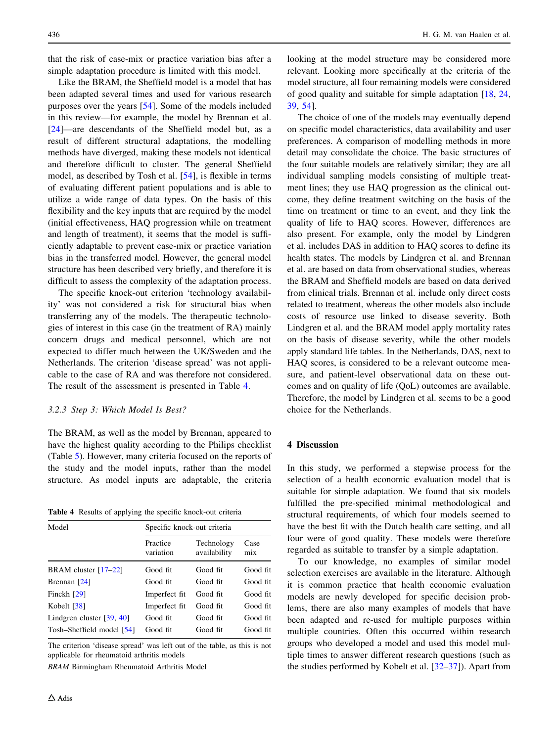that the risk of case-mix or practice variation bias after a simple adaptation procedure is limited with this model.

Like the BRAM, the Sheffield model is a model that has been adapted several times and used for various research purposes over the years [54]. Some of the models included in this review—for example, the model by Brennan et al. [24]—are descendants of the Sheffield model but, as a result of different structural adaptations, the modelling methods have diverged, making these models not identical and therefore difficult to cluster. The general Sheffield model, as described by Tosh et al. [54], is flexible in terms of evaluating different patient populations and is able to utilize a wide range of data types. On the basis of this flexibility and the key inputs that are required by the model (initial effectiveness, HAQ progression while on treatment and length of treatment), it seems that the model is sufficiently adaptable to prevent case-mix or practice variation bias in the transferred model. However, the general model structure has been described very briefly, and therefore it is difficult to assess the complexity of the adaptation process.

The specific knock-out criterion 'technology availability' was not considered a risk for structural bias when transferring any of the models. The therapeutic technologies of interest in this case (in the treatment of RA) mainly concern drugs and medical personnel, which are not expected to differ much between the UK/Sweden and the Netherlands. The criterion 'disease spread' was not applicable to the case of RA and was therefore not considered. The result of the assessment is presented in Table 4.

### 3.2.3 Step 3: Which Model Is Best?

The BRAM, as well as the model by Brennan, appeared to have the highest quality according to the Philips checklist (Table 5). However, many criteria focused on the reports of the study and the model inputs, rather than the model structure. As model inputs are adaptable, the criteria looking at the model structure may be considered more relevant. Looking more specifically at the criteria of the model structure, all four remaining models were considered of good quality and suitable for simple adaptation [18, 24, 39, 54].

The choice of one of the models may eventually depend on specific model characteristics, data availability and user preferences. A comparison of modelling methods in more detail may consolidate the choice. The basic structures of the four suitable models are relatively similar; they are all individual sampling models consisting of multiple treatment lines; they use HAQ progression as the clinical outcome, they define treatment switching on the basis of the time on treatment or time to an event, and they link the quality of life to HAQ scores. However, differences are also present. For example, only the model by Lindgren et al. includes DAS in addition to HAQ scores to define its health states. The models by Lindgren et al. and Brennan et al. are based on data from observational studies, whereas the BRAM and Sheffield models are based on data derived from clinical trials. Brennan et al. include only direct costs related to treatment, whereas the other models also include costs of resource use linked to disease severity. Both Lindgren et al. and the BRAM model apply mortality rates on the basis of disease severity, while the other models apply standard life tables. In the Netherlands, DAS, next to HAQ scores, is considered to be a relevant outcome measure, and patient-level observational data on these outcomes and on quality of life (QoL) outcomes are available. Therefore, the model by Lindgren et al. seems to be a good choice for the Netherlands.

**Table 4** Results of applying the specific knock-out criteria

| Model | Specific knock-out criteria | | |
|---|---|---|---|
| | Practice variation | Technology availability | Case mix |
| BRAM cluster [17–22] | Good fit | Good fit | Good fit |
| Brennan [24] | Good fit | Good fit | Good fit |
| Finckh [29] | Imperfect fit | Good fit | Good fit |
| Kobelt [38] | Imperfect fit | Good fit | Good fit |
| Lindgren cluster [39, 40] | Good fit | Good fit | Good fit |
| Tosh–Sheffield model [54] | Good fit | Good fit | Good fit |

The criterion 'disease spread' was left out of the table, as this is not applicable for rheumatoid arthritis models

*BRAM* Birmingham Rheumatoid Arthritis Model

## 4 Discussion

In this study, we performed a stepwise process for the selection of a health economic evaluation model that is suitable for simple adaptation. We found that six models fulfilled the pre-specified minimal methodological and structural requirements, of which four models seemed to have the best fit with the Dutch health care setting, and all four were of good quality. These models were therefore regarded as suitable to transfer by a simple adaptation.

To our knowledge, no examples of similar model selection exercises are available in the literature. Although it is common practice that health economic evaluation models are newly developed for specific decision problems, there are also many examples of models that have been adapted and re-used for multiple purposes within multiple countries. Often this occurred within research groups who developed a model and used this model multiple times to answer different research questions (such as the studies performed by Kobelt et al. [32–37]). Apart from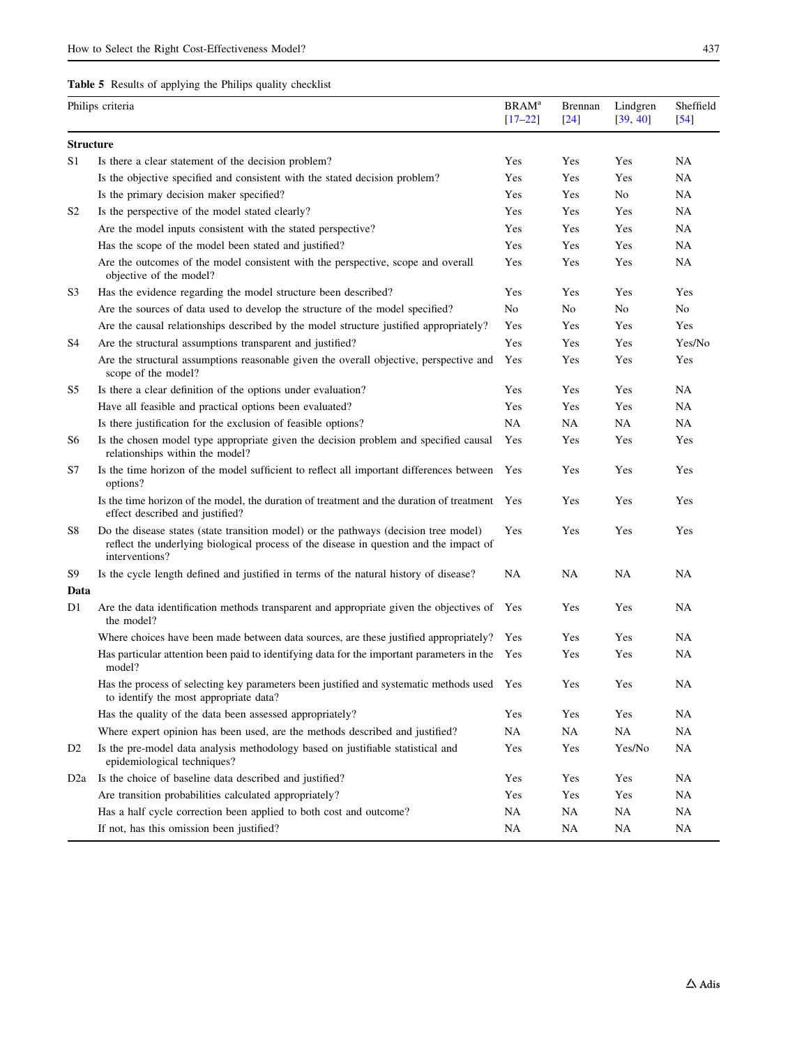**Table 5** Results of applying the Philips quality checklist

| | Philips criteria | BRAM[a] [17–22] | Brennan [24] | Lindgren [39, 40] | Sheffield [54] |
|---|---|---|---|---|---|
| **Structure** | | | | | |
| S1 | Is there a clear statement of the decision problem? | Yes | Yes | Yes | NA |
| | Is the objective specified and consistent with the stated decision problem? | Yes | Yes | Yes | NA |
| | Is the primary decision maker specified? | Yes | Yes | No | NA |
| S2 | Is the perspective of the model stated clearly? | Yes | Yes | Yes | NA |
| | Are the model inputs consistent with the stated perspective? | Yes | Yes | Yes | NA |
| | Has the scope of the model been stated and justified? | Yes | Yes | Yes | NA |
| | Are the outcomes of the model consistent with the perspective, scope and overall objective of the model? | Yes | Yes | Yes | NA |
| S3 | Has the evidence regarding the model structure been described? | Yes | Yes | Yes | Yes |
| | Are the sources of data used to develop the structure of the model specified? | No | No | No | No |
| | Are the causal relationships described by the model structure justified appropriately? | Yes | Yes | Yes | Yes |
| S4 | Are the structural assumptions transparent and justified? | Yes | Yes | Yes | Yes/No |
| | Are the structural assumptions reasonable given the overall objective, perspective and scope of the model? | Yes | Yes | Yes | Yes |
| S5 | Is there a clear definition of the options under evaluation? | Yes | Yes | Yes | NA |
| | Have all feasible and practical options been evaluated? | Yes | Yes | Yes | NA |
| | Is there justification for the exclusion of feasible options? | NA | NA | NA | NA |
| S6 | Is the chosen model type appropriate given the decision problem and specified causal relationships within the model? | Yes | Yes | Yes | Yes |
| S7 | Is the time horizon of the model sufficient to reflect all important differences between options? | Yes | Yes | Yes | Yes |
| | Is the time horizon of the model, the duration of treatment and the duration of treatment effect described and justified? | Yes | Yes | Yes | Yes |
| S8 | Do the disease states (state transition model) or the pathways (decision tree model) reflect the underlying biological process of the disease in question and the impact of interventions? | Yes | Yes | Yes | Yes |
| S9 | Is the cycle length defined and justified in terms of the natural history of disease? | NA | NA | NA | NA |
| **Data** | | | | | |
| D1 | Are the data identification methods transparent and appropriate given the objectives of the model? | Yes | Yes | Yes | NA |
| | Where choices have been made between data sources, are these justified appropriately? | Yes | Yes | Yes | NA |
| | Has particular attention been paid to identifying data for the important parameters in the model? | Yes | Yes | Yes | NA |
| | Has the process of selecting key parameters been justified and systematic methods used to identify the most appropriate data? | Yes | Yes | Yes | NA |
| | Has the quality of the data been assessed appropriately? | Yes | Yes | Yes | NA |
| | Where expert opinion has been used, are the methods described and justified? | NA | NA | NA | NA |
| D2 | Is the pre-model data analysis methodology based on justifiable statistical and epidemiological techniques? | Yes | Yes | Yes/No | NA |
| D2a | Is the choice of baseline data described and justified? | Yes | Yes | Yes | NA |
| | Are transition probabilities calculated appropriately? | Yes | Yes | Yes | NA |
| | Has a half cycle correction been applied to both cost and outcome? | NA | NA | NA | NA |
| | If not, has this omission been justified? | NA | NA | NA | NA |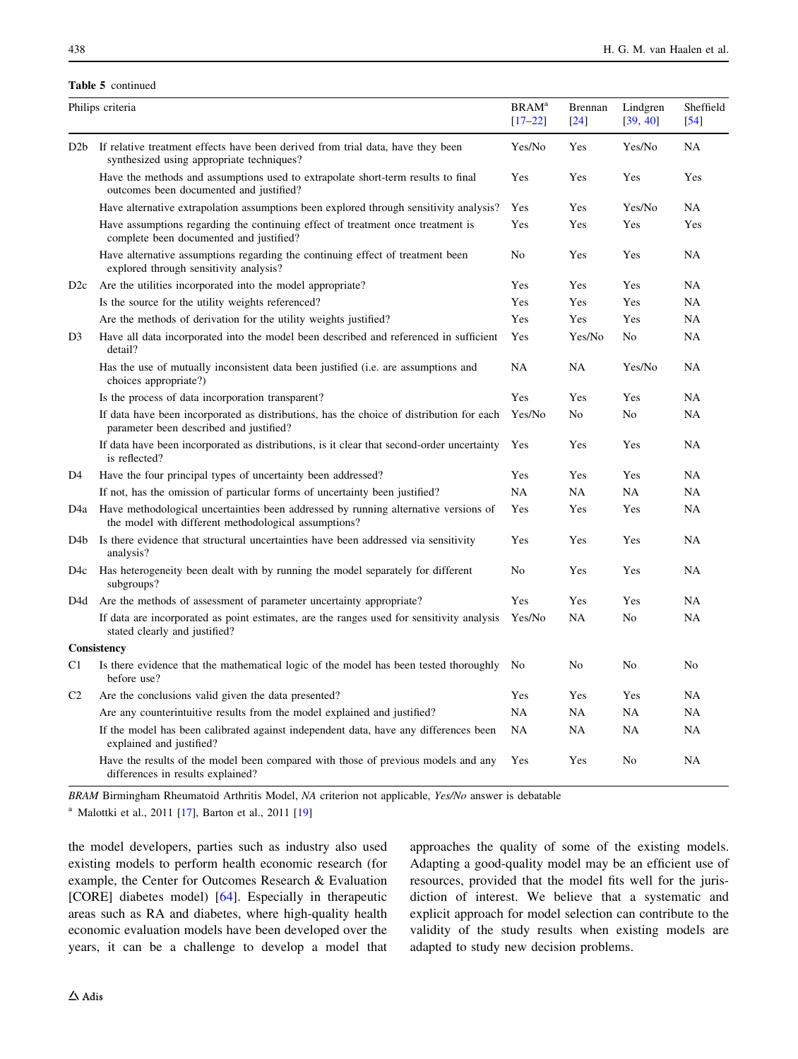**Table 5** continued

| | Philips criteria | BRAM[a] [17–22] | Brennan [24] | Lindgren [39, 40] | Sheffield [54] |
|---|---|---|---|---|---|
| D2b | If relative treatment effects have been derived from trial data, have they been synthesized using appropriate techniques? | Yes/No | Yes | Yes/No | NA |
| | Have the methods and assumptions used to extrapolate short-term results to final outcomes been documented and justified? | Yes | Yes | Yes | Yes |
| | Have alternative extrapolation assumptions been explored through sensitivity analysis? | Yes | Yes | Yes/No | NA |
| | Have assumptions regarding the continuing effect of treatment once treatment is complete been documented and justified? | Yes | Yes | Yes | Yes |
| | Have alternative assumptions regarding the continuing effect of treatment been explored through sensitivity analysis? | No | Yes | Yes | NA |
| D2c | Are the utilities incorporated into the model appropriate? | Yes | Yes | Yes | NA |
| | Is the source for the utility weights referenced? | Yes | Yes | Yes | NA |
| | Are the methods of derivation for the utility weights justified? | Yes | Yes | Yes | NA |
| D3 | Have all data incorporated into the model been described and referenced in sufficient detail? | Yes | Yes/No | No | NA |
| | Has the use of mutually inconsistent data been justified (i.e. are assumptions and choices appropriate?) | NA | NA | Yes/No | NA |
| | Is the process of data incorporation transparent? | Yes | Yes | Yes | NA |
| | If data have been incorporated as distributions, has the choice of distribution for each parameter been described and justified? | Yes/No | No | No | NA |
| | If data have been incorporated as distributions, is it clear that second-order uncertainty is reflected? | Yes | Yes | Yes | NA |
| D4 | Have the four principal types of uncertainty been addressed? | Yes | Yes | Yes | NA |
| | If not, has the omission of particular forms of uncertainty been justified? | NA | NA | NA | NA |
| D4a | Have methodological uncertainties been addressed by running alternative versions of the model with different methodological assumptions? | Yes | Yes | Yes | NA |
| D4b | Is there evidence that structural uncertainties have been addressed via sensitivity analysis? | Yes | Yes | Yes | NA |
| D4c | Has heterogeneity been dealt with by running the model separately for different subgroups? | No | Yes | Yes | NA |
| D4d | Are the methods of assessment of parameter uncertainty appropriate? | Yes | Yes | Yes | NA |
| | If data are incorporated as point estimates, are the ranges used for sensitivity analysis stated clearly and justified? | Yes/No | NA | No | NA |
| **Consistency** | | | | | |
| C1 | Is there evidence that the mathematical logic of the model has been tested thoroughly before use? | No | No | No | No |
| C2 | Are the conclusions valid given the data presented? | Yes | Yes | Yes | NA |
| | Are any counterintuitive results from the model explained and justified? | NA | NA | NA | NA |
| | If the model has been calibrated against independent data, have any differences been explained and justified? | NA | NA | NA | NA |
| | Have the results of the model been compared with those of previous models and any differences in results explained? | Yes | Yes | No | NA |

*BRAM* Birmingham Rheumatoid Arthritis Model, *NA* criterion not applicable, *Yes/No* answer is debatable

[a] Malottki et al., 2011 [17], Barton et al., 2011 [19]

the model developers, parties such as industry also used existing models to perform health economic research (for example, the Center for Outcomes Research & Evaluation [CORE] diabetes model) [64]. Especially in therapeutic areas such as RA and diabetes, where high-quality health economic evaluation models have been developed over the years, it can be a challenge to develop a model that approaches the quality of some of the existing models. Adapting a good-quality model may be an efficient use of resources, provided that the model fits well for the jurisdiction of interest. We believe that a systematic and explicit approach for model selection can contribute to the validity of the study results when existing models are adapted to study new decision problems.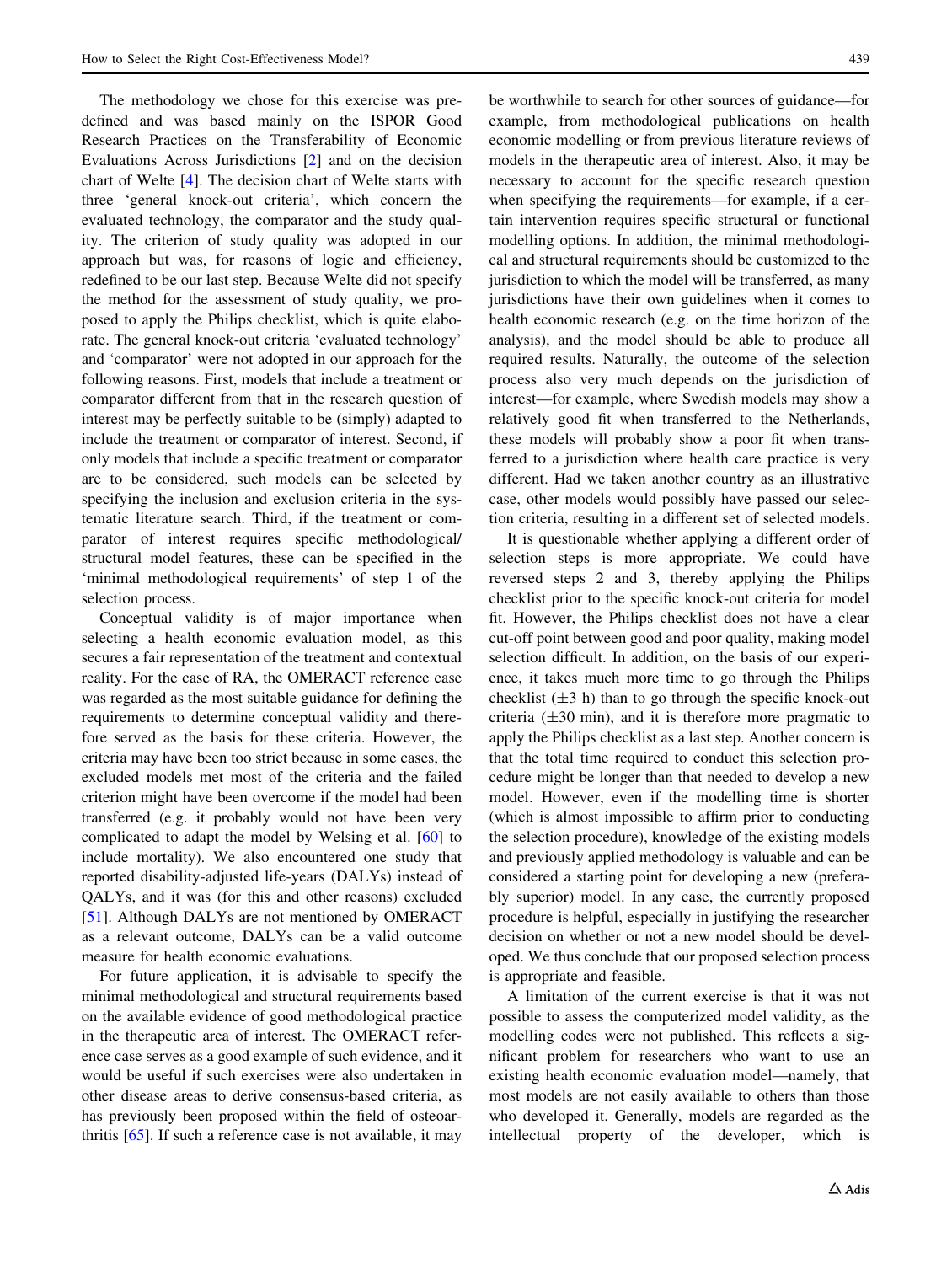The methodology we chose for this exercise was predefined and was based mainly on the ISPOR Good Research Practices on the Transferability of Economic Evaluations Across Jurisdictions [2] and on the decision chart of Welte [4]. The decision chart of Welte starts with three 'general knock-out criteria', which concern the evaluated technology, the comparator and the study quality. The criterion of study quality was adopted in our approach but was, for reasons of logic and efficiency, redefined to be our last step. Because Welte did not specify the method for the assessment of study quality, we proposed to apply the Philips checklist, which is quite elaborate. The general knock-out criteria 'evaluated technology' and 'comparator' were not adopted in our approach for the following reasons. First, models that include a treatment or comparator different from that in the research question of interest may be perfectly suitable to be (simply) adapted to include the treatment or comparator of interest. Second, if only models that include a specific treatment or comparator are to be considered, such models can be selected by specifying the inclusion and exclusion criteria in the systematic literature search. Third, if the treatment or comparator of interest requires specific methodological/structural model features, these can be specified in the 'minimal methodological requirements' of step 1 of the selection process.

Conceptual validity is of major importance when selecting a health economic evaluation model, as this secures a fair representation of the treatment and contextual reality. For the case of RA, the OMERACT reference case was regarded as the most suitable guidance for defining the requirements to determine conceptual validity and therefore served as the basis for these criteria. However, the criteria may have been too strict because in some cases, the excluded models met most of the criteria and the failed criterion might have been overcome if the model had been transferred (e.g. it probably would not have been very complicated to adapt the model by Welsing et al. [60] to include mortality). We also encountered one study that reported disability-adjusted life-years (DALYs) instead of QALYs, and it was (for this and other reasons) excluded [51]. Although DALYs are not mentioned by OMERACT as a relevant outcome, DALYs can be a valid outcome measure for health economic evaluations.

For future application, it is advisable to specify the minimal methodological and structural requirements based on the available evidence of good methodological practice in the therapeutic area of interest. The OMERACT reference case serves as a good example of such evidence, and it would be useful if such exercises were also undertaken in other disease areas to derive consensus-based criteria, as has previously been proposed within the field of osteoarthritis [65]. If such a reference case is not available, it may be worthwhile to search for other sources of guidance—for example, from methodological publications on health economic modelling or from previous literature reviews of models in the therapeutic area of interest. Also, it may be necessary to account for the specific research question when specifying the requirements—for example, if a certain intervention requires specific structural or functional modelling options. In addition, the minimal methodological and structural requirements should be customized to the jurisdiction to which the model will be transferred, as many jurisdictions have their own guidelines when it comes to health economic research (e.g. on the time horizon of the analysis), and the model should be able to produce all required results. Naturally, the outcome of the selection process also very much depends on the jurisdiction of interest—for example, where Swedish models may show a relatively good fit when transferred to the Netherlands, these models will probably show a poor fit when transferred to a jurisdiction where health care practice is very different. Had we taken another country as an illustrative case, other models would possibly have passed our selection criteria, resulting in a different set of selected models.

It is questionable whether applying a different order of selection steps is more appropriate. We could have reversed steps 2 and 3, thereby applying the Philips checklist prior to the specific knock-out criteria for model fit. However, the Philips checklist does not have a clear cut-off point between good and poor quality, making model selection difficult. In addition, on the basis of our experience, it takes much more time to go through the Philips checklist ($\pm 3$ h) than to go through the specific knock-out criteria ($\pm 30$ min), and it is therefore more pragmatic to apply the Philips checklist as a last step. Another concern is that the total time required to conduct this selection procedure might be longer than that needed to develop a new model. However, even if the modelling time is shorter (which is almost impossible to affirm prior to conducting the selection procedure), knowledge of the existing models and previously applied methodology is valuable and can be considered a starting point for developing a new (preferably superior) model. In any case, the currently proposed procedure is helpful, especially in justifying the researcher decision on whether or not a new model should be developed. We thus conclude that our proposed selection process is appropriate and feasible.

A limitation of the current exercise is that it was not possible to assess the computerized model validity, as the modelling codes were not published. This reflects a significant problem for researchers who want to use an existing health economic evaluation model—namely, that most models are not easily available to others than those who developed it. Generally, models are regarded as the intellectual property of the developer, which is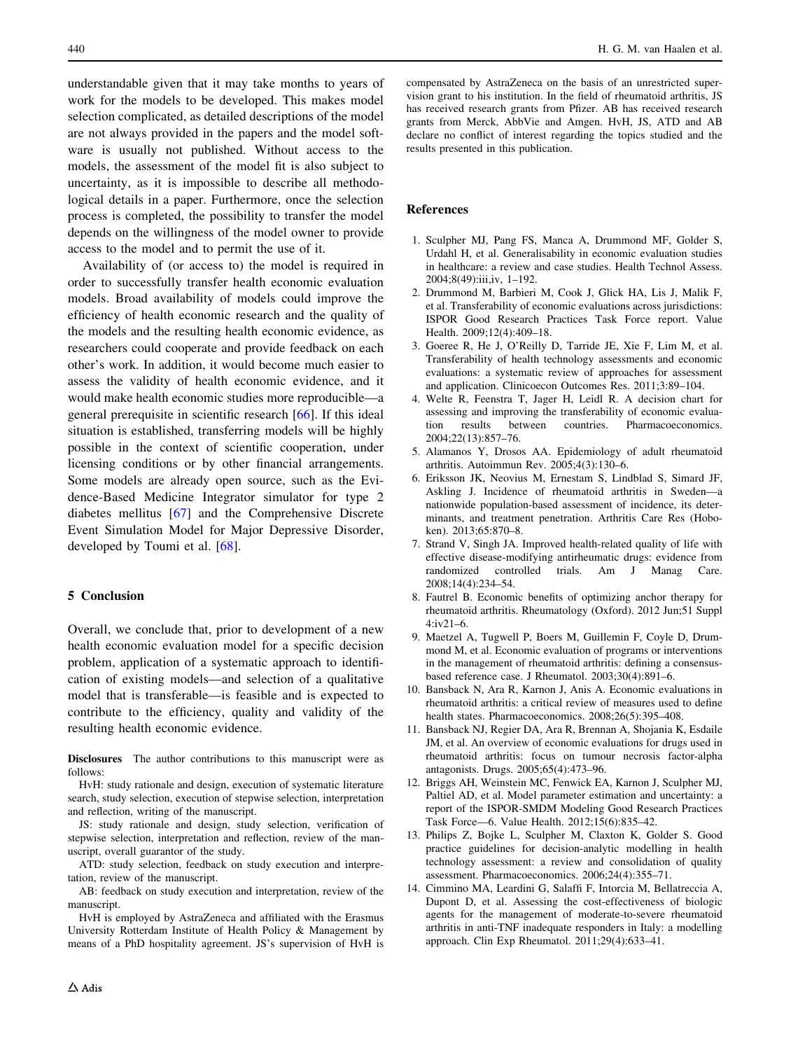understandable given that it may take months to years of work for the models to be developed. This makes model selection complicated, as detailed descriptions of the model are not always provided in the papers and the model software is usually not published. Without access to the models, the assessment of the model fit is also subject to uncertainty, as it is impossible to describe all methodological details in a paper. Furthermore, once the selection process is completed, the possibility to transfer the model depends on the willingness of the model owner to provide access to the model and to permit the use of it.

Availability of (or access to) the model is required in order to successfully transfer health economic evaluation models. Broad availability of models could improve the efficiency of health economic research and the quality of the models and the resulting health economic evidence, as researchers could cooperate and provide feedback on each other's work. In addition, it would become much easier to assess the validity of health economic evidence, and it would make health economic studies more reproducible—a general prerequisite in scientific research [66]. If this ideal situation is established, transferring models will be highly possible in the context of scientific cooperation, under licensing conditions or by other financial arrangements. Some models are already open source, such as the Evidence-Based Medicine Integrator simulator for type 2 diabetes mellitus [67] and the Comprehensive Discrete Event Simulation Model for Major Depressive Disorder, developed by Toumi et al. [68].

## 5 Conclusion

Overall, we conclude that, prior to development of a new health economic evaluation model for a specific decision problem, application of a systematic approach to identification of existing models—and selection of a qualitative model that is transferable—is feasible and is expected to contribute to the efficiency, quality and validity of the resulting health economic evidence.

**Disclosures** The author contributions to this manuscript were as follows:

HvH: study rationale and design, execution of systematic literature search, study selection, execution of stepwise selection, interpretation and reflection, writing of the manuscript.

JS: study rationale and design, study selection, verification of stepwise selection, interpretation and reflection, review of the manuscript, overall guarantor of the study.

ATD: study selection, feedback on study execution and interpretation, review of the manuscript.

AB: feedback on study execution and interpretation, review of the manuscript.

HvH is employed by AstraZeneca and affiliated with the Erasmus University Rotterdam Institute of Health Policy & Management by means of a PhD hospitality agreement. JS's supervision of HvH is compensated by AstraZeneca on the basis of an unrestricted supervision grant to his institution. In the field of rheumatoid arthritis, JS has received research grants from Pfizer. AB has received research grants from Merck, AbbVie and Amgen. HvH, JS, ATD and AB declare no conflict of interest regarding the topics studied and the results presented in this publication.

## References

1. Sculpher MJ, Pang FS, Manca A, Drummond MF, Golder S, Urdahl H, et al. Generalisability in economic evaluation studies in healthcare: a review and case studies. Health Technol Assess. 2004;8(49):iii,iv, 1–192.
2. Drummond M, Barbieri M, Cook J, Glick HA, Lis J, Malik F, et al. Transferability of economic evaluations across jurisdictions: ISPOR Good Research Practices Task Force report. Value Health. 2009;12(4):409–18.
3. Goeree R, He J, O'Reilly D, Tarride JE, Xie F, Lim M, et al. Transferability of health technology assessments and economic evaluations: a systematic review of approaches for assessment and application. Clinicoecon Outcomes Res. 2011;3:89–104.
4. Welte R, Feenstra T, Jager H, Leidl R. A decision chart for assessing and improving the transferability of economic evaluation results between countries. Pharmacoeconomics. 2004;22(13):857–76.
5. Alamanos Y, Drosos AA. Epidemiology of adult rheumatoid arthritis. Autoimmun Rev. 2005;4(3):130–6.
6. Eriksson JK, Neovius M, Ernestam S, Lindblad S, Simard JF, Askling J. Incidence of rheumatoid arthritis in Sweden—a nationwide population-based assessment of incidence, its determinants, and treatment penetration. Arthritis Care Res (Hoboken). 2013;65:870–8.
7. Strand V, Singh JA. Improved health-related quality of life with effective disease-modifying antirheumatic drugs: evidence from randomized controlled trials. Am J Manag Care. 2008;14(4):234–54.
8. Fautrel B. Economic benefits of optimizing anchor therapy for rheumatoid arthritis. Rheumatology (Oxford). 2012 Jun;51 Suppl 4:iv21–6.
9. Maetzel A, Tugwell P, Boers M, Guillemin F, Coyle D, Drummond M, et al. Economic evaluation of programs or interventions in the management of rheumatoid arthritis: defining a consensus-based reference case. J Rheumatol. 2003;30(4):891–6.
10. Bansback N, Ara R, Karnon J, Anis A. Economic evaluations in rheumatoid arthritis: a critical review of measures used to define health states. Pharmacoeconomics. 2008;26(5):395–408.
11. Bansback NJ, Regier DA, Ara R, Brennan A, Shojania K, Esdaile JM, et al. An overview of economic evaluations for drugs used in rheumatoid arthritis: focus on tumour necrosis factor-alpha antagonists. Drugs. 2005;65(4):473–96.
12. Briggs AH, Weinstein MC, Fenwick EA, Karnon J, Sculpher MJ, Paltiel AD, et al. Model parameter estimation and uncertainty: a report of the ISPOR-SMDM Modeling Good Research Practices Task Force—6. Value Health. 2012;15(6):835–42.
13. Philips Z, Bojke L, Sculpher M, Claxton K, Golder S. Good practice guidelines for decision-analytic modelling in health technology assessment: a review and consolidation of quality assessment. Pharmacoeconomics. 2006;24(4):355–71.
14. Cimmino MA, Leardini G, Salaffi F, Intorcia M, Bellatreccia A, Dupont D, et al. Assessing the cost-effectiveness of biologic agents for the management of moderate-to-severe rheumatoid arthritis in anti-TNF inadequate responders in Italy: a modelling approach. Clin Exp Rheumatol. 2011;29(4):633–41.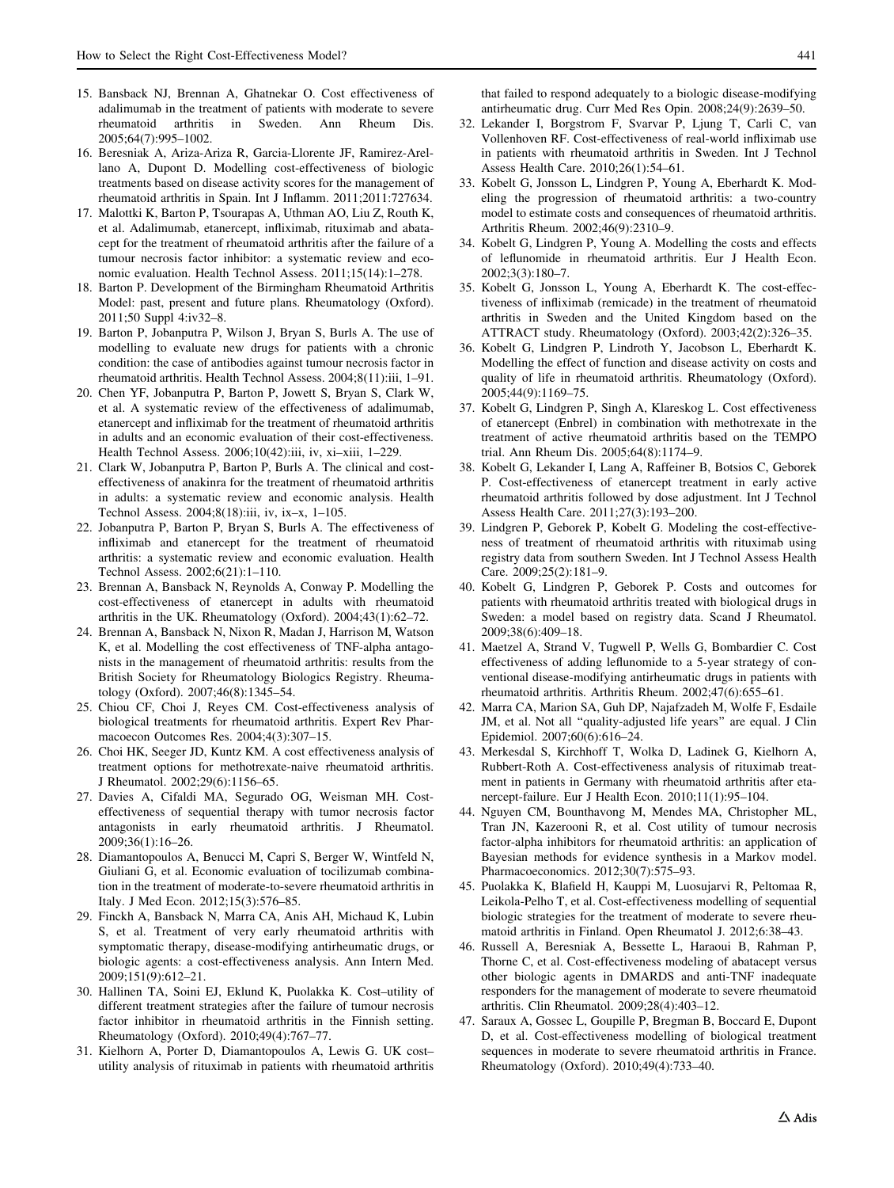15. Bansback NJ, Brennan A, Ghatnekar O. Cost effectiveness of adalimumab in the treatment of patients with moderate to severe rheumatoid arthritis in Sweden. Ann Rheum Dis. 2005;64(7):995–1002.
16. Beresniak A, Ariza-Ariza R, Garcia-Llorente JF, Ramirez-Arellano A, Dupont D. Modelling cost-effectiveness of biologic treatments based on disease activity scores for the management of rheumatoid arthritis in Spain. Int J Inflamm. 2011;2011:727634.
17. Malottki K, Barton P, Tsourapas A, Uthman AO, Liu Z, Routh K, et al. Adalimumab, etanercept, infliximab, rituximab and abatacept for the treatment of rheumatoid arthritis after the failure of a tumour necrosis factor inhibitor: a systematic review and economic evaluation. Health Technol Assess. 2011;15(14):1–278.
18. Barton P. Development of the Birmingham Rheumatoid Arthritis Model: past, present and future plans. Rheumatology (Oxford). 2011;50 Suppl 4:iv32–8.
19. Barton P, Jobanputra P, Wilson J, Bryan S, Burls A. The use of modelling to evaluate new drugs for patients with a chronic condition: the case of antibodies against tumour necrosis factor in rheumatoid arthritis. Health Technol Assess. 2004;8(11):iii, 1–91.
20. Chen YF, Jobanputra P, Barton P, Jowett S, Bryan S, Clark W, et al. A systematic review of the effectiveness of adalimumab, etanercept and infliximab for the treatment of rheumatoid arthritis in adults and an economic evaluation of their cost-effectiveness. Health Technol Assess. 2006;10(42):iii, iv, xi–xiii, 1–229.
21. Clark W, Jobanputra P, Barton P, Burls A. The clinical and cost-effectiveness of anakinra for the treatment of rheumatoid arthritis in adults: a systematic review and economic analysis. Health Technol Assess. 2004;8(18):iii, iv, ix–x, 1–105.
22. Jobanputra P, Barton P, Bryan S, Burls A. The effectiveness of infliximab and etanercept for the treatment of rheumatoid arthritis: a systematic review and economic evaluation. Health Technol Assess. 2002;6(21):1–110.
23. Brennan A, Bansback N, Reynolds A, Conway P. Modelling the cost-effectiveness of etanercept in adults with rheumatoid arthritis in the UK. Rheumatology (Oxford). 2004;43(1):62–72.
24. Brennan A, Bansback N, Nixon R, Madan J, Harrison M, Watson K, et al. Modelling the cost effectiveness of TNF-alpha antagonists in the management of rheumatoid arthritis: results from the British Society for Rheumatology Biologics Registry. Rheumatology (Oxford). 2007;46(8):1345–54.
25. Chiou CF, Choi J, Reyes CM. Cost-effectiveness analysis of biological treatments for rheumatoid arthritis. Expert Rev Pharmacoecon Outcomes Res. 2004;4(3):307–15.
26. Choi HK, Seeger JD, Kuntz KM. A cost effectiveness analysis of treatment options for methotrexate-naive rheumatoid arthritis. J Rheumatol. 2002;29(6):1156–65.
27. Davies A, Cifaldi MA, Segurado OG, Weisman MH. Cost-effectiveness of sequential therapy with tumor necrosis factor antagonists in early rheumatoid arthritis. J Rheumatol. 2009;36(1):16–26.
28. Diamantopoulos A, Benucci M, Capri S, Berger W, Wintfeld N, Giuliani G, et al. Economic evaluation of tocilizumab combination in the treatment of moderate-to-severe rheumatoid arthritis in Italy. J Med Econ. 2012;15(3):576–85.
29. Finckh A, Bansback N, Marra CA, Anis AH, Michaud K, Lubin S, et al. Treatment of very early rheumatoid arthritis with symptomatic therapy, disease-modifying antirheumatic drugs, or biologic agents: a cost-effectiveness analysis. Ann Intern Med. 2009;151(9):612–21.
30. Hallinen TA, Soini EJ, Eklund K, Puolakka K. Cost–utility of different treatment strategies after the failure of tumour necrosis factor inhibitor in rheumatoid arthritis in the Finnish setting. Rheumatology (Oxford). 2010;49(4):767–77.
31. Kielhorn A, Porter D, Diamantopoulos A, Lewis G. UK cost–utility analysis of rituximab in patients with rheumatoid arthritis that failed to respond adequately to a biologic disease-modifying antirheumatic drug. Curr Med Res Opin. 2008;24(9):2639–50.
32. Lekander I, Borgstrom F, Svarvar P, Ljung T, Carli C, van Vollenhoven RF. Cost-effectiveness of real-world infliximab use in patients with rheumatoid arthritis in Sweden. Int J Technol Assess Health Care. 2010;26(1):54–61.
33. Kobelt G, Jonsson L, Lindgren P, Young A, Eberhardt K. Modeling the progression of rheumatoid arthritis: a two-country model to estimate costs and consequences of rheumatoid arthritis. Arthritis Rheum. 2002;46(9):2310–9.
34. Kobelt G, Lindgren P, Young A. Modelling the costs and effects of leflunomide in rheumatoid arthritis. Eur J Health Econ. 2002;3(3):180–7.
35. Kobelt G, Jonsson L, Young A, Eberhardt K. The cost-effectiveness of infliximab (remicade) in the treatment of rheumatoid arthritis in Sweden and the United Kingdom based on the ATTRACT study. Rheumatology (Oxford). 2003;42(2):326–35.
36. Kobelt G, Lindgren P, Lindroth Y, Jacobson L, Eberhardt K. Modelling the effect of function and disease activity on costs and quality of life in rheumatoid arthritis. Rheumatology (Oxford). 2005;44(9):1169–75.
37. Kobelt G, Lindgren P, Singh A, Klareskog L. Cost effectiveness of etanercept (Enbrel) in combination with methotrexate in the treatment of active rheumatoid arthritis based on the TEMPO trial. Ann Rheum Dis. 2005;64(8):1174–9.
38. Kobelt G, Lekander I, Lang A, Raffeiner B, Botsios C, Geborek P. Cost-effectiveness of etanercept treatment in early active rheumatoid arthritis followed by dose adjustment. Int J Technol Assess Health Care. 2011;27(3):193–200.
39. Lindgren P, Geborek P, Kobelt G. Modeling the cost-effectiveness of treatment of rheumatoid arthritis with rituximab using registry data from southern Sweden. Int J Technol Assess Health Care. 2009;25(2):181–9.
40. Kobelt G, Lindgren P, Geborek P. Costs and outcomes for patients with rheumatoid arthritis treated with biological drugs in Sweden: a model based on registry data. Scand J Rheumatol. 2009;38(6):409–18.
41. Maetzel A, Strand V, Tugwell P, Wells G, Bombardier C. Cost effectiveness of adding leflunomide to a 5-year strategy of conventional disease-modifying antirheumatic drugs in patients with rheumatoid arthritis. Arthritis Rheum. 2002;47(6):655–61.
42. Marra CA, Marion SA, Guh DP, Najafzadeh M, Wolfe F, Esdaile JM, et al. Not all "quality-adjusted life years" are equal. J Clin Epidemiol. 2007;60(6):616–24.
43. Merkesdal S, Kirchhoff T, Wolka D, Ladinek G, Kielhorn A, Rubbert-Roth A. Cost-effectiveness analysis of rituximab treatment in patients in Germany with rheumatoid arthritis after etanercept-failure. Eur J Health Econ. 2010;11(1):95–104.
44. Nguyen CM, Bounthavong M, Mendes MA, Christopher ML, Tran JN, Kazerooni R, et al. Cost utility of tumour necrosis factor-alpha inhibitors for rheumatoid arthritis: an application of Bayesian methods for evidence synthesis in a Markov model. Pharmacoeconomics. 2012;30(7):575–93.
45. Puolakka K, Blafield H, Kauppi M, Luosujarvi R, Peltomaa R, Leikola-Pelho T, et al. Cost-effectiveness modelling of sequential biologic strategies for the treatment of moderate to severe rheumatoid arthritis in Finland. Open Rheumatol J. 2012;6:38–43.
46. Russell A, Beresniak A, Bessette L, Haraoui B, Rahman P, Thorne C, et al. Cost-effectiveness modeling of abatacept versus other biologic agents in DMARDS and anti-TNF inadequate responders for the management of moderate to severe rheumatoid arthritis. Clin Rheumatol. 2009;28(4):403–12.
47. Saraux A, Gossec L, Goupille P, Bregman B, Boccard E, Dupont D, et al. Cost-effectiveness modelling of biological treatment sequences in moderate to severe rheumatoid arthritis in France. Rheumatology (Oxford). 2010;49(4):733–40.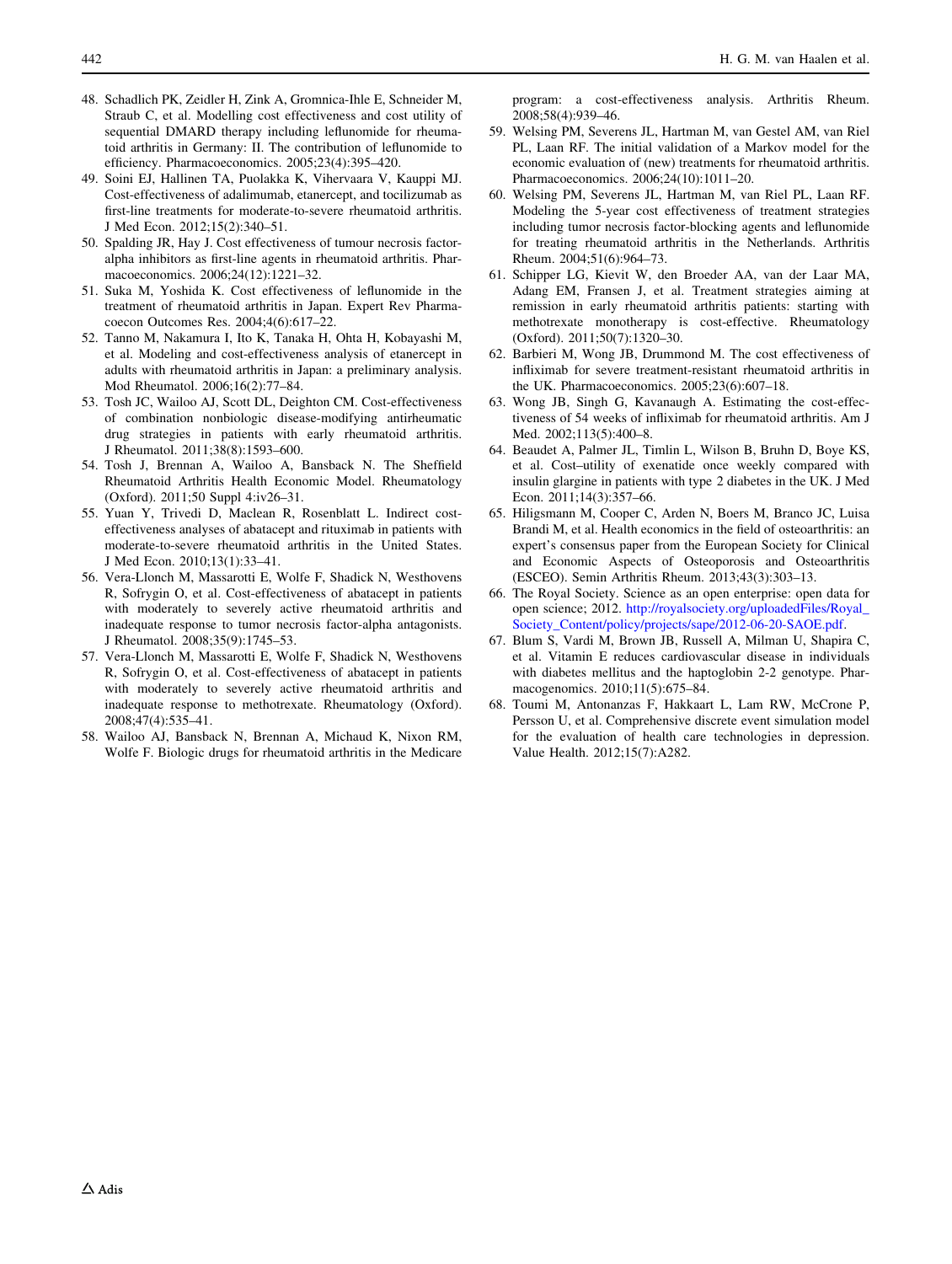48. Schadlich PK, Zeidler H, Zink A, Gromnica-Ihle E, Schneider M, Straub C, et al. Modelling cost effectiveness and cost utility of sequential DMARD therapy including leflunomide for rheumatoid arthritis in Germany: II. The contribution of leflunomide to efficiency. Pharmacoeconomics. 2005;23(4):395–420.
49. Soini EJ, Hallinen TA, Puolakka K, Vihervaara V, Kauppi MJ. Cost-effectiveness of adalimumab, etanercept, and tocilizumab as first-line treatments for moderate-to-severe rheumatoid arthritis. J Med Econ. 2012;15(2):340–51.
50. Spalding JR, Hay J. Cost effectiveness of tumour necrosis factor-alpha inhibitors as first-line agents in rheumatoid arthritis. Pharmacoeconomics. 2006;24(12):1221–32.
51. Suka M, Yoshida K. Cost effectiveness of leflunomide in the treatment of rheumatoid arthritis in Japan. Expert Rev Pharmacoecon Outcomes Res. 2004;4(6):617–22.
52. Tanno M, Nakamura I, Ito K, Tanaka H, Ohta H, Kobayashi M, et al. Modeling and cost-effectiveness analysis of etanercept in adults with rheumatoid arthritis in Japan: a preliminary analysis. Mod Rheumatol. 2006;16(2):77–84.
53. Tosh JC, Wailoo AJ, Scott DL, Deighton CM. Cost-effectiveness of combination nonbiologic disease-modifying antirheumatic drug strategies in patients with early rheumatoid arthritis. J Rheumatol. 2011;38(8):1593–600.
54. Tosh J, Brennan A, Wailoo A, Bansback N. The Sheffield Rheumatoid Arthritis Health Economic Model. Rheumatology (Oxford). 2011;50 Suppl 4:iv26–31.
55. Yuan Y, Trivedi D, Maclean R, Rosenblatt L. Indirect cost-effectiveness analyses of abatacept and rituximab in patients with moderate-to-severe rheumatoid arthritis in the United States. J Med Econ. 2010;13(1):33–41.
56. Vera-Llonch M, Massarotti E, Wolfe F, Shadick N, Westhovens R, Sofrygin O, et al. Cost-effectiveness of abatacept in patients with moderately to severely active rheumatoid arthritis and inadequate response to tumor necrosis factor-alpha antagonists. J Rheumatol. 2008;35(9):1745–53.
57. Vera-Llonch M, Massarotti E, Wolfe F, Shadick N, Westhovens R, Sofrygin O, et al. Cost-effectiveness of abatacept in patients with moderately to severely active rheumatoid arthritis and inadequate response to methotrexate. Rheumatology (Oxford). 2008;47(4):535–41.
58. Wailoo AJ, Bansback N, Brennan A, Michaud K, Nixon RM, Wolfe F. Biologic drugs for rheumatoid arthritis in the Medicare program: a cost-effectiveness analysis. Arthritis Rheum. 2008;58(4):939–46.
59. Welsing PM, Severens JL, Hartman M, van Gestel AM, van Riel PL, Laan RF. The initial validation of a Markov model for the economic evaluation of (new) treatments for rheumatoid arthritis. Pharmacoeconomics. 2006;24(10):1011–20.
60. Welsing PM, Severens JL, Hartman M, van Riel PL, Laan RF. Modeling the 5-year cost effectiveness of treatment strategies including tumor necrosis factor-blocking agents and leflunomide for treating rheumatoid arthritis in the Netherlands. Arthritis Rheum. 2004;51(6):964–73.
61. Schipper LG, Kievit W, den Broeder AA, van der Laar MA, Adang EM, Fransen J, et al. Treatment strategies aiming at remission in early rheumatoid arthritis patients: starting with methotrexate monotherapy is cost-effective. Rheumatology (Oxford). 2011;50(7):1320–30.
62. Barbieri M, Wong JB, Drummond M. The cost effectiveness of infliximab for severe treatment-resistant rheumatoid arthritis in the UK. Pharmacoeconomics. 2005;23(6):607–18.
63. Wong JB, Singh G, Kavanaugh A. Estimating the cost-effectiveness of 54 weeks of infliximab for rheumatoid arthritis. Am J Med. 2002;113(5):400–8.
64. Beaudet A, Palmer J, Timlin L, Wilson B, Bruhn D, Boye KS, et al. Cost–utility of exenatide once weekly compared with insulin glargine in patients with type 2 diabetes in the UK. J Med Econ. 2011;14(3):357–66.
65. Hiligsmann M, Cooper C, Arden N, Boers M, Branco JC, Luisa Brandi M, et al. Health economics in the field of osteoarthritis: an expert's consensus paper from the European Society for Clinical and Economic Aspects of Osteoporosis and Osteoarthritis (ESCEO). Semin Arthritis Rheum. 2013;43(3):303–13.
66. The Royal Society. Science as an open enterprise: open data for open science; 2012. http://royalsociety.org/uploadedFiles/Royal_Society_Content/policy/projects/sape/2012-06-20-SAOE.pdf.
67. Blum S, Vardi M, Brown JB, Russell A, Milman U, Shapira C, et al. Vitamin E reduces cardiovascular disease in individuals with diabetes mellitus and the haptoglobin 2-2 genotype. Pharmacogenomics. 2010;11(5):675–84.
68. Toumi M, Antonanzas F, Hakkaart L, Lam RW, McCrone P, Persson U, et al. Comprehensive discrete event simulation model for the evaluation of health care technologies in depression. Value Health. 2012;15(7):A282.